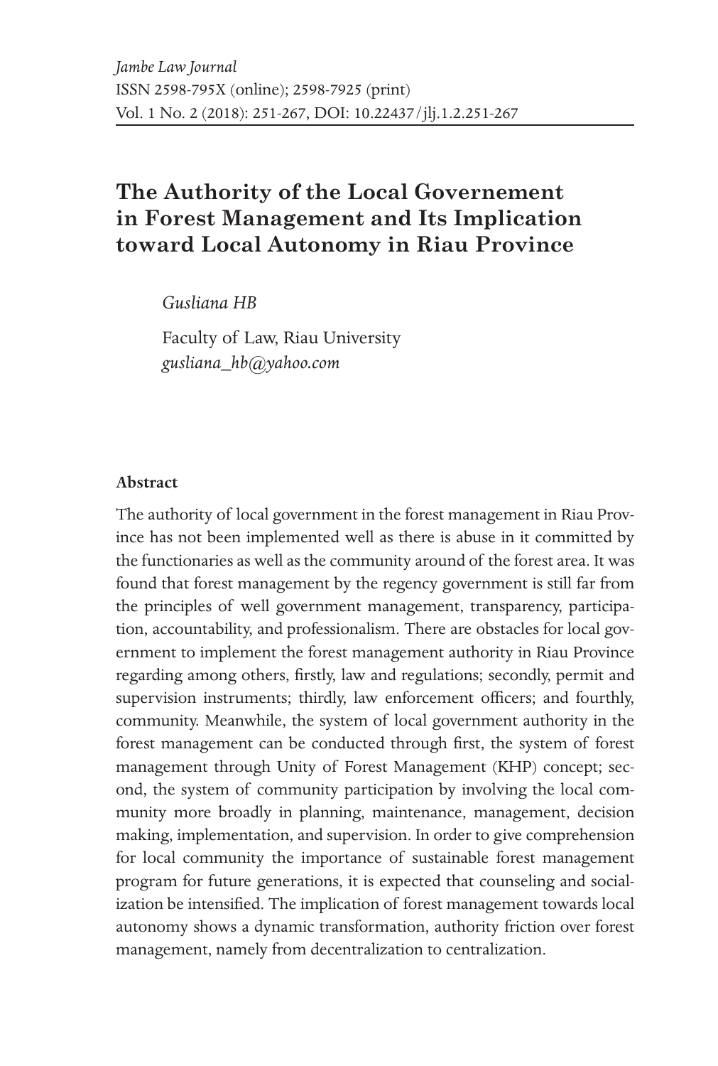# The Authority of the Local Governement in Forest Management and Its Implication toward Local Autonomy in Riau Province

*Gusliana HB*

Faculty of Law, Riau University
*gusliana_hb@yahoo.com*

### Abstract

The authority of local government in the forest management in Riau Province has not been implemented well as there is abuse in it committed by the functionaries as well as the community around of the forest area. It was found that forest management by the regency government is still far from the principles of well government management, transparency, participation, accountability, and professionalism. There are obstacles for local government to implement the forest management authority in Riau Province regarding among others, firstly, law and regulations; secondly, permit and supervision instruments; thirdly, law enforcement officers; and fourthly, community. Meanwhile, the system of local government authority in the forest management can be conducted through first, the system of forest management through Unity of Forest Management (KHP) concept; second, the system of community participation by involving the local community more broadly in planning, maintenance, management, decision making, implementation, and supervision. In order to give comprehension for local community the importance of sustainable forest management program for future generations, it is expected that counseling and socialization be intensified. The implication of forest management towards local autonomy shows a dynamic transformation, authority friction over forest management, namely from decentralization to centralization.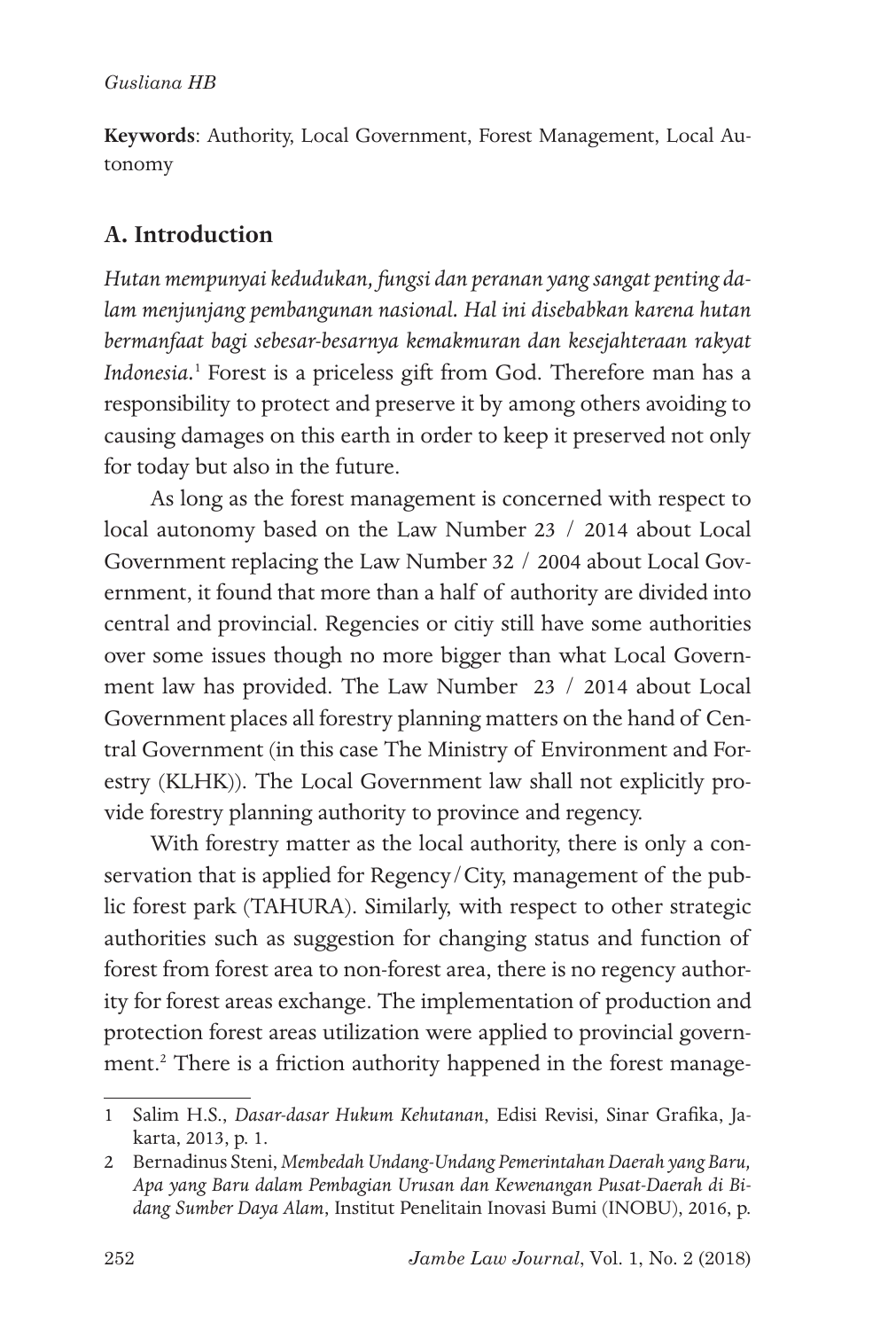**Keywords**: Authority, Local Government, Forest Management, Local Autonomy

## A. Introduction

*Hutan mempunyai kedudukan, fungsi dan peranan yang sangat penting dalam menjunjang pembangunan nasional. Hal ini disebabkan karena hutan bermanfaat bagi sebesar-besarnya kemakmuran dan kesejahteraan rakyat Indonesia.*[1] Forest is a priceless gift from God. Therefore man has a responsibility to protect and preserve it by among others avoiding to causing damages on this earth in order to keep it preserved not only for today but also in the future.

As long as the forest management is concerned with respect to local autonomy based on the Law Number 23 / 2014 about Local Government replacing the Law Number 32 / 2004 about Local Government, it found that more than a half of authority are divided into central and provincial. Regencies or citiy still have some authorities over some issues though no more bigger than what Local Government law has provided. The Law Number 23 / 2014 about Local Government places all forestry planning matters on the hand of Central Government (in this case The Ministry of Environment and Forestry (KLHK)). The Local Government law shall not explicitly provide forestry planning authority to province and regency.

With forestry matter as the local authority, there is only a conservation that is applied for Regency/City, management of the public forest park (TAHURA). Similarly, with respect to other strategic authorities such as suggestion for changing status and function of forest from forest area to non-forest area, there is no regency authority for forest areas exchange. The implementation of production and protection forest areas utilization were applied to provincial government.[2] There is a friction authority happened in the forest manage-

---

1 Salim H.S., *Dasar-dasar Hukum Kehutanan*, Edisi Revisi, Sinar Grafika, Jakarta, 2013, p. 1.

2 Bernadinus Steni, *Membedah Undang-Undang Pemerintahan Daerah yang Baru, Apa yang Baru dalam Pembagian Urusan dan Kewenangan Pusat-Daerah di Bidang Sumber Daya Alam*, Institut Penelitain Inovasi Bumi (INOBU), 2016, p.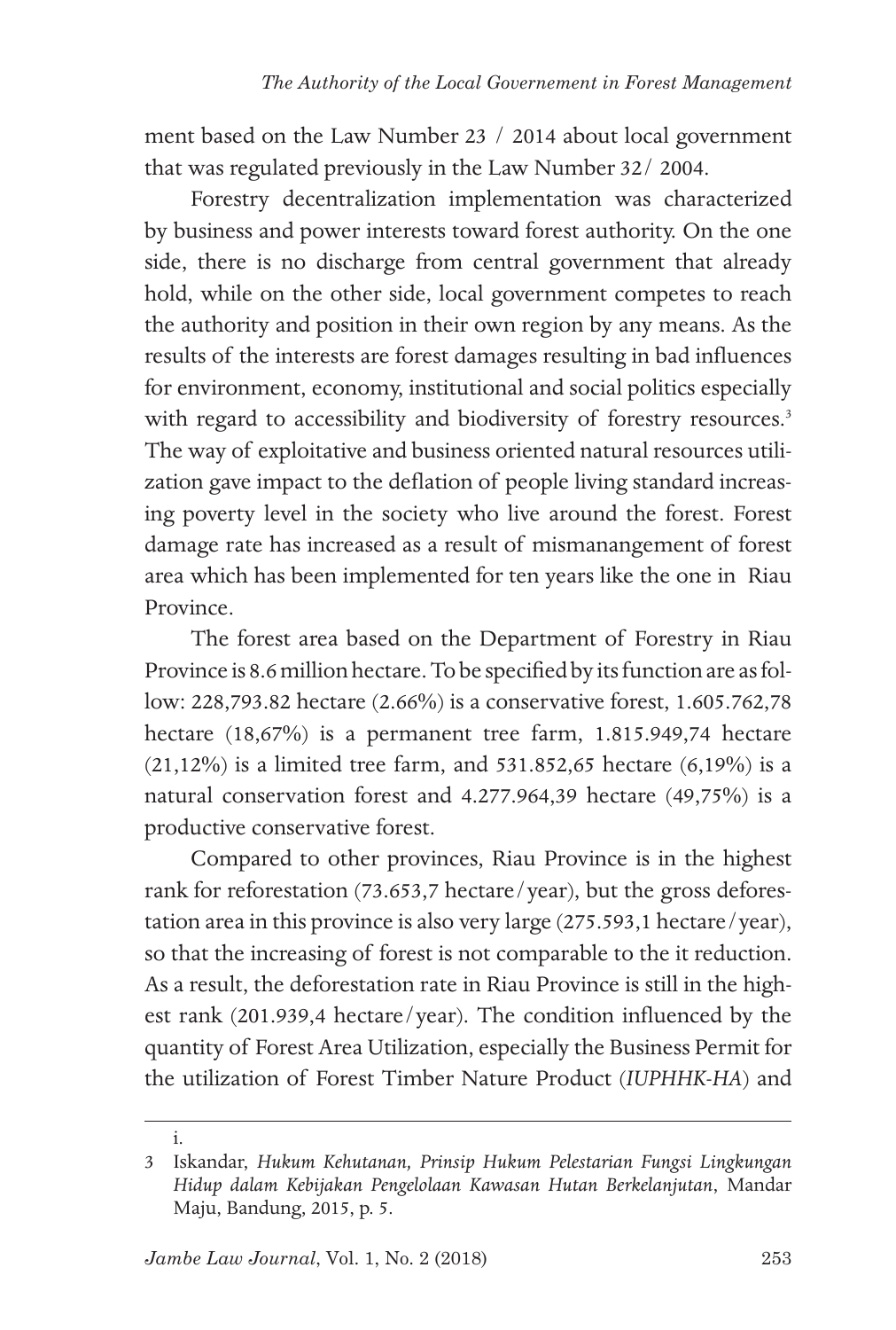ment based on the Law Number 23 / 2014 about local government that was regulated previously in the Law Number 32/ 2004.

Forestry decentralization implementation was characterized by business and power interests toward forest authority. On the one side, there is no discharge from central government that already hold, while on the other side, local government competes to reach the authority and position in their own region by any means. As the results of the interests are forest damages resulting in bad influences for environment, economy, institutional and social politics especially with regard to accessibility and biodiversity of forestry resources.[3] The way of exploitative and business oriented natural resources utilization gave impact to the deflation of people living standard increasing poverty level in the society who live around the forest. Forest damage rate has increased as a result of mismanangement of forest area which has been implemented for ten years like the one in Riau Province.

The forest area based on the Department of Forestry in Riau Province is 8.6 million hectare. To be specified by its function are as follow: 228,793.82 hectare (2.66%) is a conservative forest, 1.605.762,78 hectare (18,67%) is a permanent tree farm, 1.815.949,74 hectare (21,12%) is a limited tree farm, and 531.852,65 hectare (6,19%) is a natural conservation forest and 4.277.964,39 hectare (49,75%) is a productive conservative forest.

Compared to other provinces, Riau Province is in the highest rank for reforestation (73.653,7 hectare/year), but the gross deforestation area in this province is also very large (275.593,1 hectare/year), so that the increasing of forest is not comparable to the it reduction. As a result, the deforestation rate in Riau Province is still in the highest rank (201.939,4 hectare/year). The condition influenced by the quantity of Forest Area Utilization, especially the Business Permit for the utilization of Forest Timber Nature Product (*IUPHHK-HA*) and

---

i.

3 Iskandar, *Hukum Kehutanan, Prinsip Hukum Pelestarian Fungsi Lingkungan Hidup dalam Kebijakan Pengelolaan Kawasan Hutan Berkelanjutan*, Mandar Maju, Bandung, 2015, p. 5.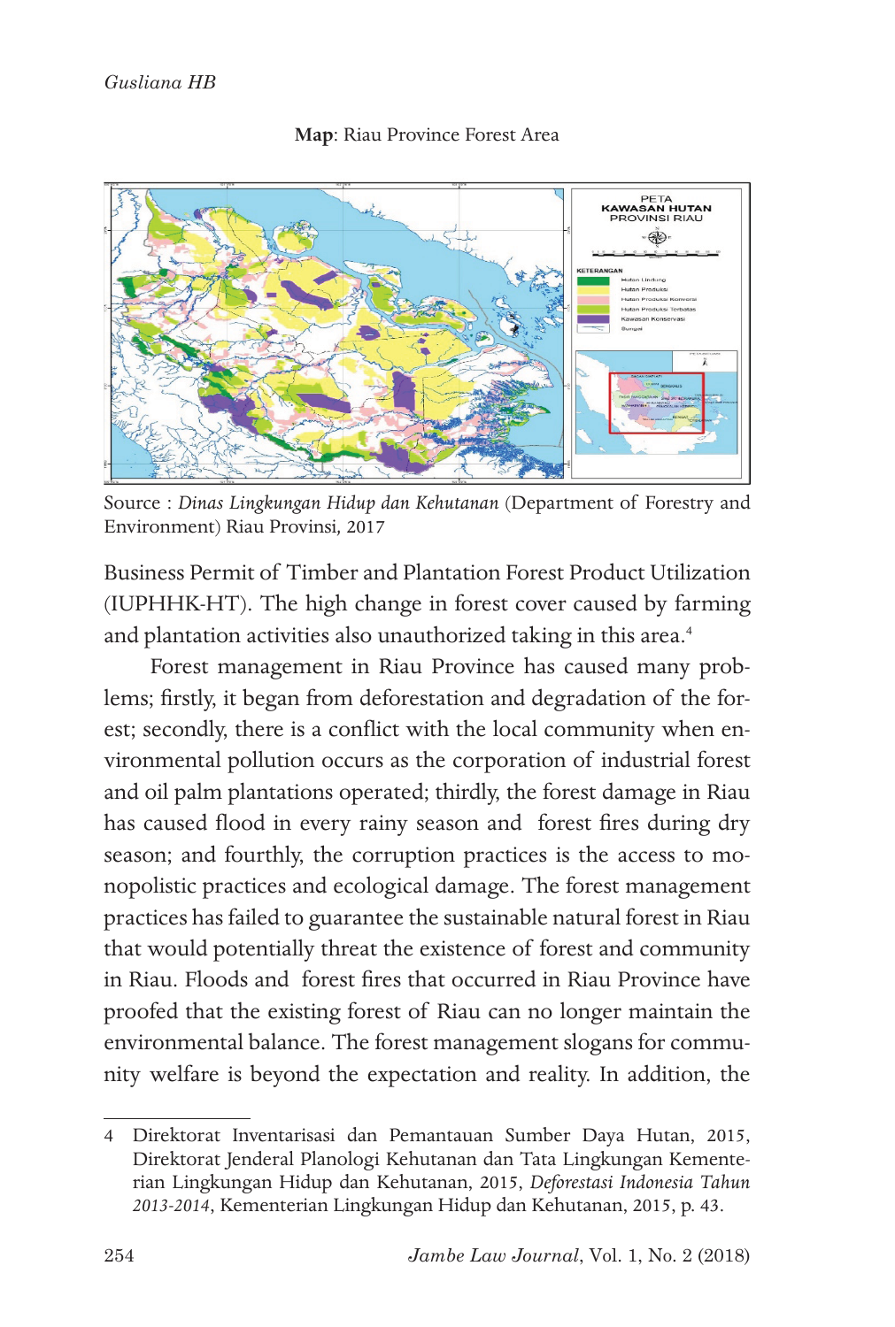**Map**: Riau Province Forest Area

Source : *Dinas Lingkungan Hidup dan Kehutanan* (Department of Forestry and Environment) Riau Provinsi*,* 2017

Business Permit of Timber and Plantation Forest Product Utilization (IUPHHK-HT). The high change in forest cover caused by farming and plantation activities also unauthorized taking in this area.[4]

Forest management in Riau Province has caused many problems; firstly, it began from deforestation and degradation of the forest; secondly, there is a conflict with the local community when environmental pollution occurs as the corporation of industrial forest and oil palm plantations operated; thirdly, the forest damage in Riau has caused flood in every rainy season and forest fires during dry season; and fourthly, the corruption practices is the access to monopolistic practices and ecological damage. The forest management practices has failed to guarantee the sustainable natural forest in Riau that would potentially threat the existence of forest and community in Riau. Floods and forest fires that occurred in Riau Province have proofed that the existing forest of Riau can no longer maintain the environmental balance. The forest management slogans for community welfare is beyond the expectation and reality. In addition, the

---

4 Direktorat Inventarisasi dan Pemantauan Sumber Daya Hutan, 2015, Direktorat Jenderal Planologi Kehutanan dan Tata Lingkungan Kementerian Lingkungan Hidup dan Kehutanan, 2015, *Deforestasi Indonesia Tahun 2013-2014*, Kementerian Lingkungan Hidup dan Kehutanan, 2015, p. 43.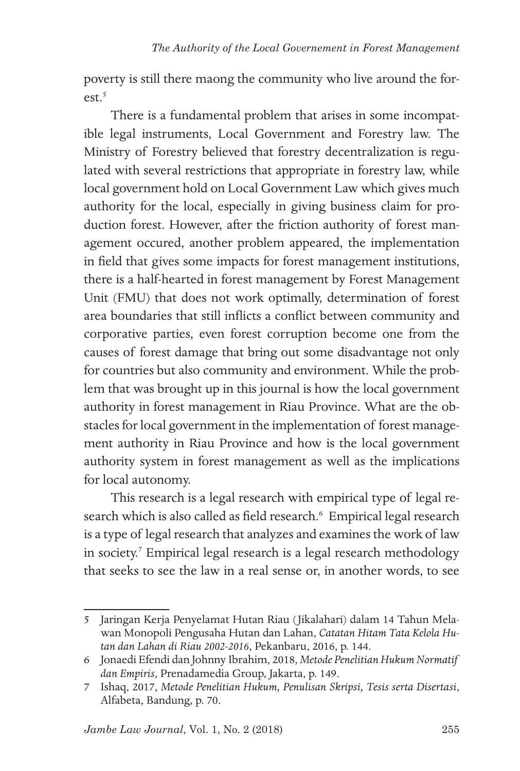poverty is still there maong the community who live around the forest.[5]

There is a fundamental problem that arises in some incompatible legal instruments, Local Government and Forestry law. The Ministry of Forestry believed that forestry decentralization is regulated with several restrictions that appropriate in forestry law, while local government hold on Local Government Law which gives much authority for the local, especially in giving business claim for production forest. However, after the friction authority of forest management occured, another problem appeared, the implementation in field that gives some impacts for forest management institutions, there is a half-hearted in forest management by Forest Management Unit (FMU) that does not work optimally, determination of forest area boundaries that still inflicts a conflict between community and corporative parties, even forest corruption become one from the causes of forest damage that bring out some disadvantage not only for countries but also community and environment. While the problem that was brought up in this journal is how the local government authority in forest management in Riau Province. What are the obstacles for local government in the implementation of forest management authority in Riau Province and how is the local government authority system in forest management as well as the implications for local autonomy.

This research is a legal research with empirical type of legal research which is also called as field research.[6] Empirical legal research is a type of legal research that analyzes and examines the work of law in society.[7] Empirical legal research is a legal research methodology that seeks to see the law in a real sense or, in another words, to see

---

5 Jaringan Kerja Penyelamat Hutan Riau (Jikalahari) dalam 14 Tahun Melawan Monopoli Pengusaha Hutan dan Lahan, *Catatan Hitam Tata Kelola Hutan dan Lahan di Riau 2002-2016*, Pekanbaru, 2016, p. 144.

6 Jonaedi Efendi dan Johnny Ibrahim, 2018, *Metode Penelitian Hukum Normatif dan Empiris*, Prenadamedia Group, Jakarta, p. 149.

7 Ishaq, 2017, *Metode Penelitian Hukum, Penulisan Skripsi, Tesis serta Disertasi*, Alfabeta, Bandung, p. 70.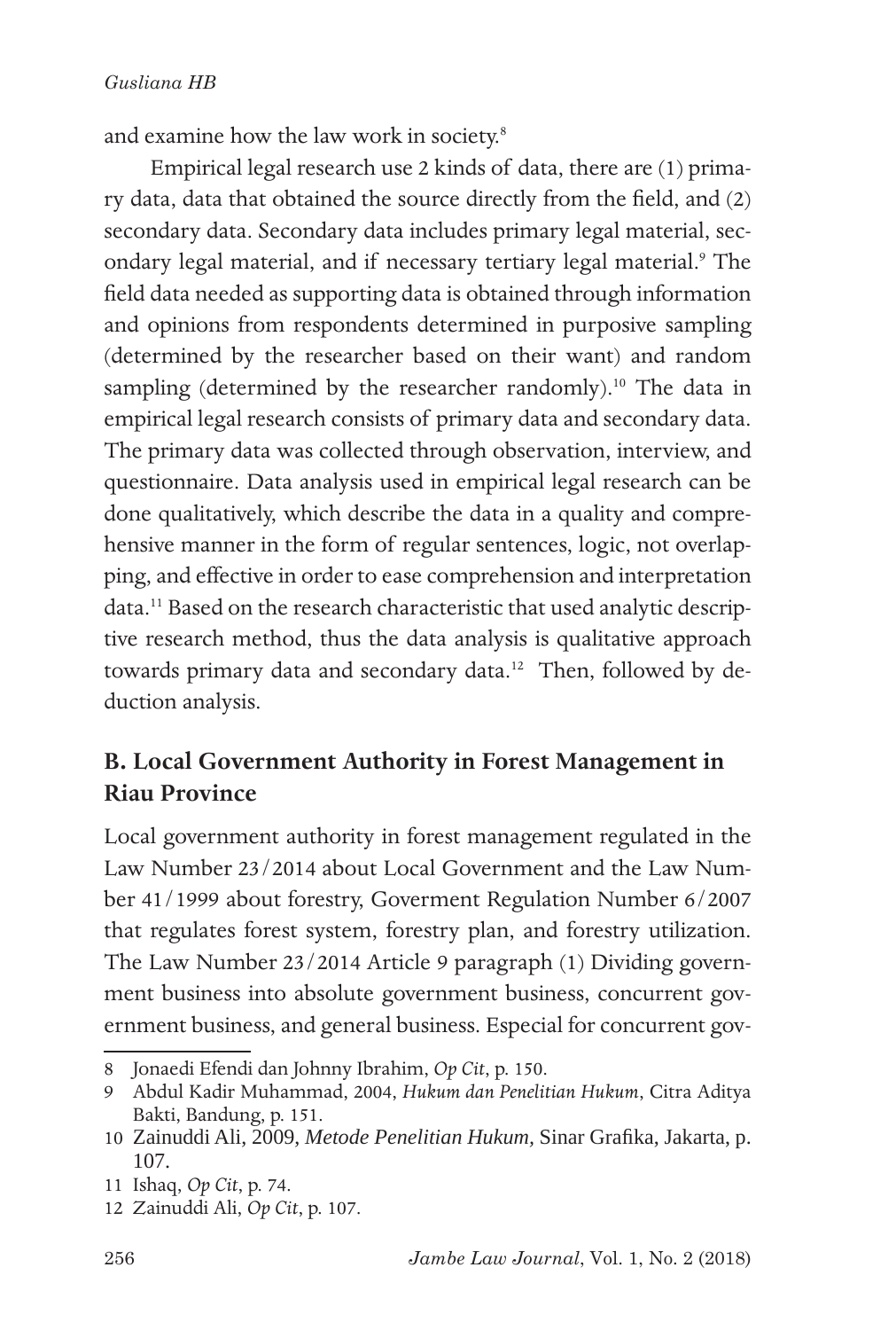and examine how the law work in society.[8]

Empirical legal research use 2 kinds of data, there are (1) primary data, data that obtained the source directly from the field, and (2) secondary data. Secondary data includes primary legal material, secondary legal material, and if necessary tertiary legal material.[9] The field data needed as supporting data is obtained through information and opinions from respondents determined in purposive sampling (determined by the researcher based on their want) and random sampling (determined by the researcher randomly).[10] The data in empirical legal research consists of primary data and secondary data. The primary data was collected through observation, interview, and questionnaire. Data analysis used in empirical legal research can be done qualitatively, which describe the data in a quality and comprehensive manner in the form of regular sentences, logic, not overlapping, and effective in order to ease comprehension and interpretation data.[11] Based on the research characteristic that used analytic descriptive research method, thus the data analysis is qualitative approach towards primary data and secondary data.[12] Then, followed by deduction analysis.

## B. Local Government Authority in Forest Management in Riau Province

Local government authority in forest management regulated in the Law Number 23/2014 about Local Government and the Law Number 41/1999 about forestry, Goverment Regulation Number 6/2007 that regulates forest system, forestry plan, and forestry utilization. The Law Number 23/2014 Article 9 paragraph (1) Dividing government business into absolute government business, concurrent government business, and general business. Especial for concurrent gov-

---

8 Jonaedi Efendi dan Johnny Ibrahim, *Op Cit*, p. 150.

9 Abdul Kadir Muhammad, 2004, *Hukum dan Penelitian Hukum*, Citra Aditya Bakti, Bandung, p. 151.

10 Zainuddi Ali, 2009, *Metode Penelitian Hukum*, Sinar Grafika, Jakarta, p. 107.

11 Ishaq, *Op Cit*, p. 74.

12 Zainuddi Ali, *Op Cit*, p. 107.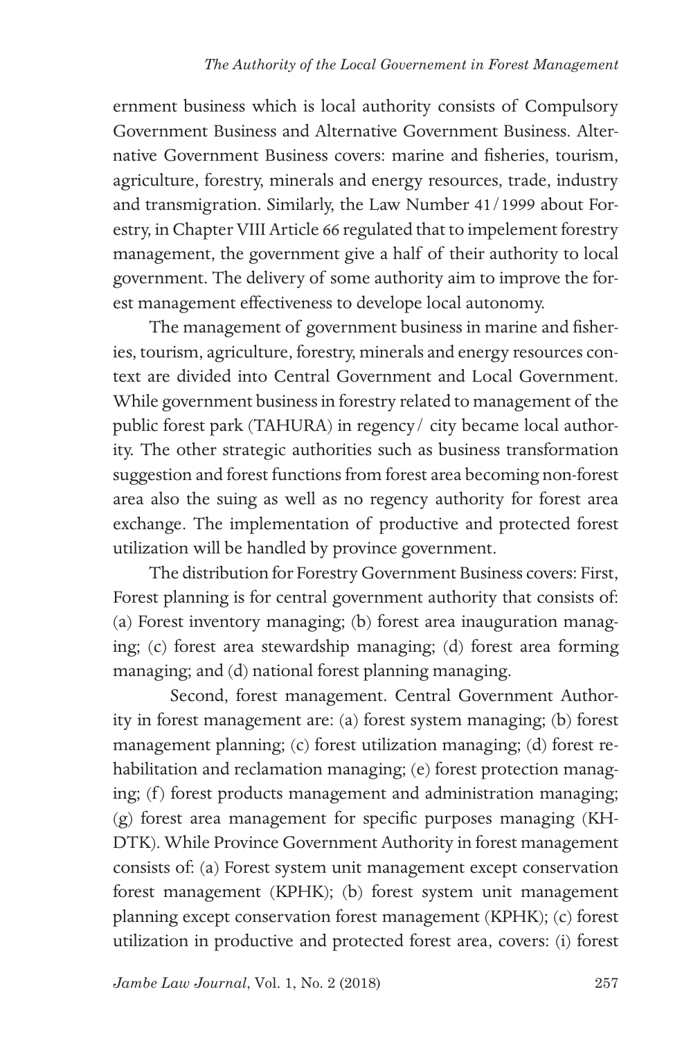ernment business which is local authority consists of Compulsory Government Business and Alternative Government Business. Alternative Government Business covers: marine and fisheries, tourism, agriculture, forestry, minerals and energy resources, trade, industry and transmigration. Similarly, the Law Number 41/1999 about Forestry, in Chapter VIII Article 66 regulated that to impelement forestry management, the government give a half of their authority to local government. The delivery of some authority aim to improve the forest management effectiveness to develope local autonomy.

The management of government business in marine and fisheries, tourism, agriculture, forestry, minerals and energy resources context are divided into Central Government and Local Government. While government business in forestry related to management of the public forest park (TAHURA) in regency/ city became local authority. The other strategic authorities such as business transformation suggestion and forest functions from forest area becoming non-forest area also the suing as well as no regency authority for forest area exchange. The implementation of productive and protected forest utilization will be handled by province government.

The distribution for Forestry Government Business covers: First, Forest planning is for central government authority that consists of: (a) Forest inventory managing; (b) forest area inauguration managing; (c) forest area stewardship managing; (d) forest area forming managing; and (d) national forest planning managing.

Second, forest management. Central Government Authority in forest management are: (a) forest system managing; (b) forest management planning; (c) forest utilization managing; (d) forest rehabilitation and reclamation managing; (e) forest protection managing; (f) forest products management and administration managing; (g) forest area management for specific purposes managing (KHDTK). While Province Government Authority in forest management consists of: (a) Forest system unit management except conservation forest management (KPHK); (b) forest system unit management planning except conservation forest management (KPHK); (c) forest utilization in productive and protected forest area, covers: (i) forest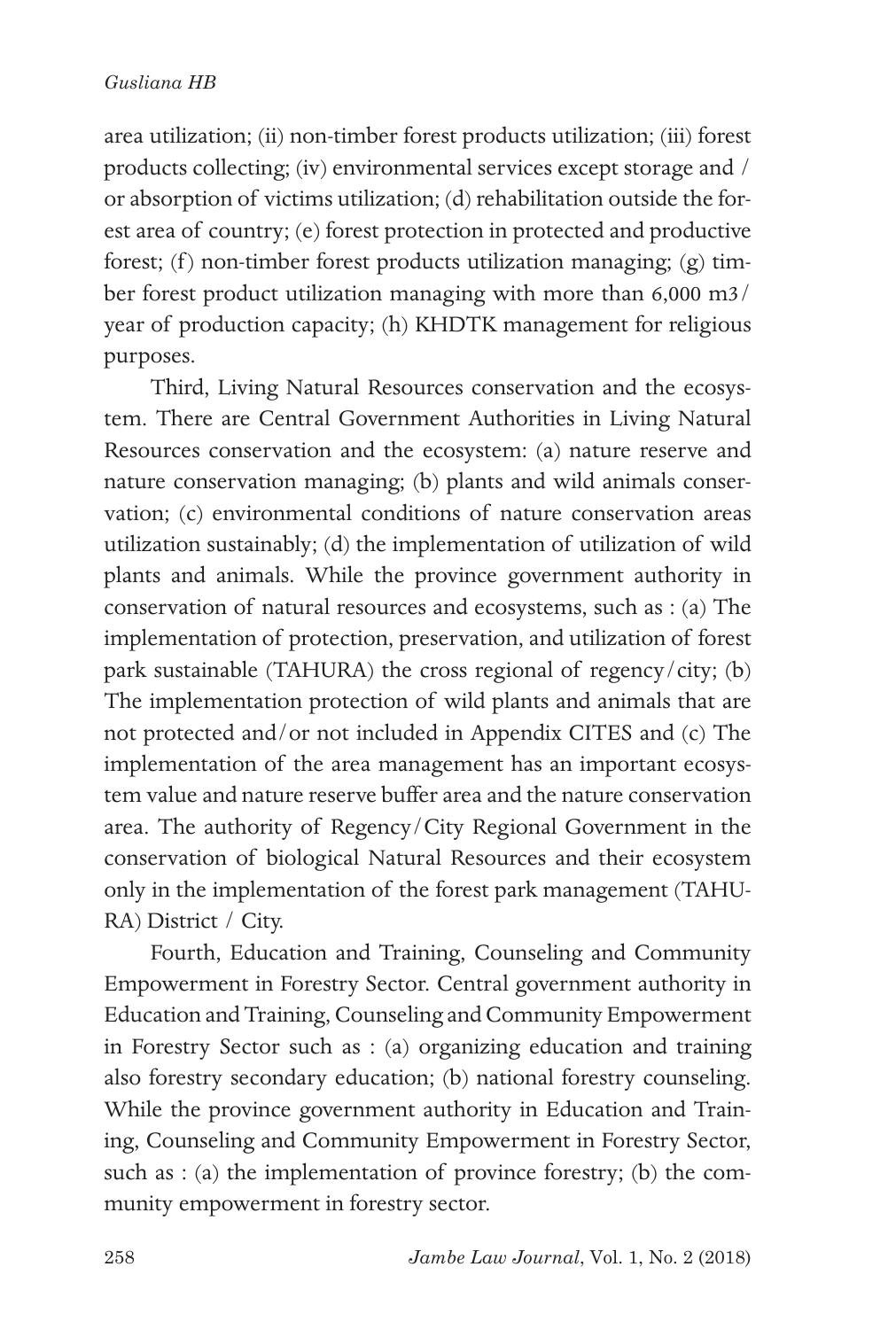area utilization; (ii) non-timber forest products utilization; (iii) forest products collecting; (iv) environmental services except storage and / or absorption of victims utilization; (d) rehabilitation outside the forest area of country; (e) forest protection in protected and productive forest; (f) non-timber forest products utilization managing; (g) timber forest product utilization managing with more than 6,000 m3/ year of production capacity; (h) KHDTK management for religious purposes.

Third, Living Natural Resources conservation and the ecosystem. There are Central Government Authorities in Living Natural Resources conservation and the ecosystem: (a) nature reserve and nature conservation managing; (b) plants and wild animals conservation; (c) environmental conditions of nature conservation areas utilization sustainably; (d) the implementation of utilization of wild plants and animals. While the province government authority in conservation of natural resources and ecosystems, such as : (a) The implementation of protection, preservation, and utilization of forest park sustainable (TAHURA) the cross regional of regency/city; (b) The implementation protection of wild plants and animals that are not protected and/or not included in Appendix CITES and (c) The implementation of the area management has an important ecosystem value and nature reserve buffer area and the nature conservation area. The authority of Regency/City Regional Government in the conservation of biological Natural Resources and their ecosystem only in the implementation of the forest park management (TAHURA) District / City.

Fourth, Education and Training, Counseling and Community Empowerment in Forestry Sector. Central government authority in Education and Training, Counseling and Community Empowerment in Forestry Sector such as : (a) organizing education and training also forestry secondary education; (b) national forestry counseling. While the province government authority in Education and Training, Counseling and Community Empowerment in Forestry Sector, such as : (a) the implementation of province forestry; (b) the community empowerment in forestry sector.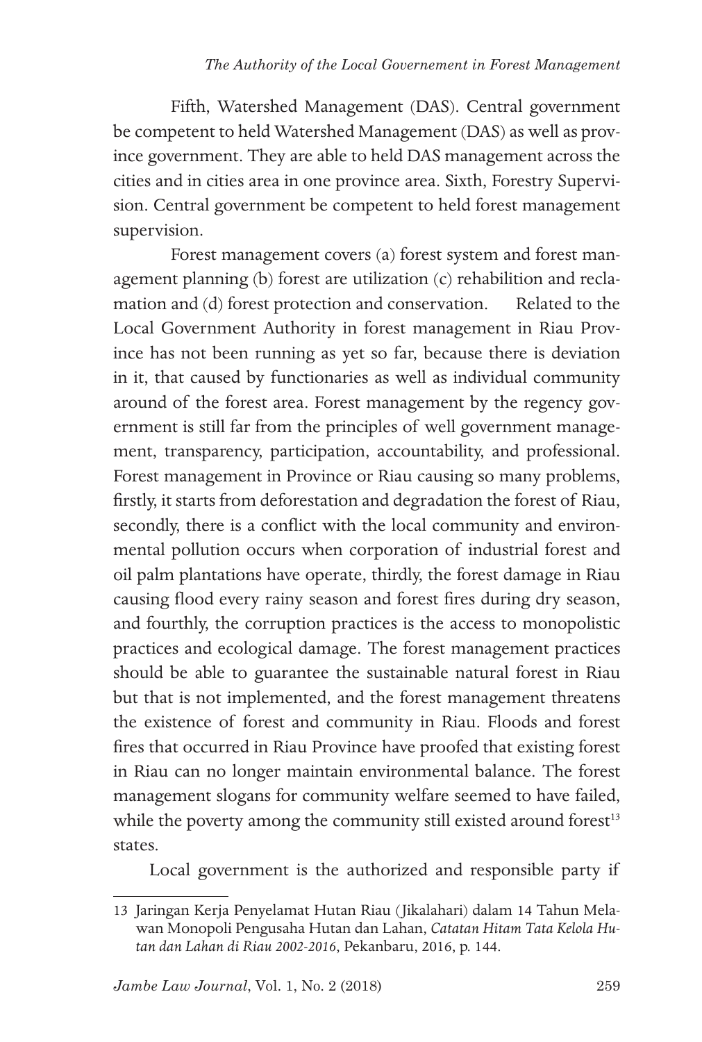Fifth, Watershed Management (DAS). Central government be competent to held Watershed Management (DAS) as well as province government. They are able to held DAS management across the cities and in cities area in one province area. Sixth, Forestry Supervision. Central government be competent to held forest management supervision.

Forest management covers (a) forest system and forest management planning (b) forest are utilization (c) rehabilition and reclamation and (d) forest protection and conservation. Related to the Local Government Authority in forest management in Riau Province has not been running as yet so far, because there is deviation in it, that caused by functionaries as well as individual community around of the forest area. Forest management by the regency government is still far from the principles of well government management, transparency, participation, accountability, and professional. Forest management in Province or Riau causing so many problems, firstly, it starts from deforestation and degradation the forest of Riau, secondly, there is a conflict with the local community and environmental pollution occurs when corporation of industrial forest and oil palm plantations have operate, thirdly, the forest damage in Riau causing flood every rainy season and forest fires during dry season, and fourthly, the corruption practices is the access to monopolistic practices and ecological damage. The forest management practices should be able to guarantee the sustainable natural forest in Riau but that is not implemented, and the forest management threatens the existence of forest and community in Riau. Floods and forest fires that occurred in Riau Province have proofed that existing forest in Riau can no longer maintain environmental balance. The forest management slogans for community welfare seemed to have failed, while the poverty among the community still existed around forest[13] states.

Local government is the authorized and responsible party if

---

13 Jaringan Kerja Penyelamat Hutan Riau (Jikalahari) dalam 14 Tahun Melawan Monopoli Pengusaha Hutan dan Lahan, *Catatan Hitam Tata Kelola Hutan dan Lahan di Riau 2002-2016*, Pekanbaru, 2016, p. 144.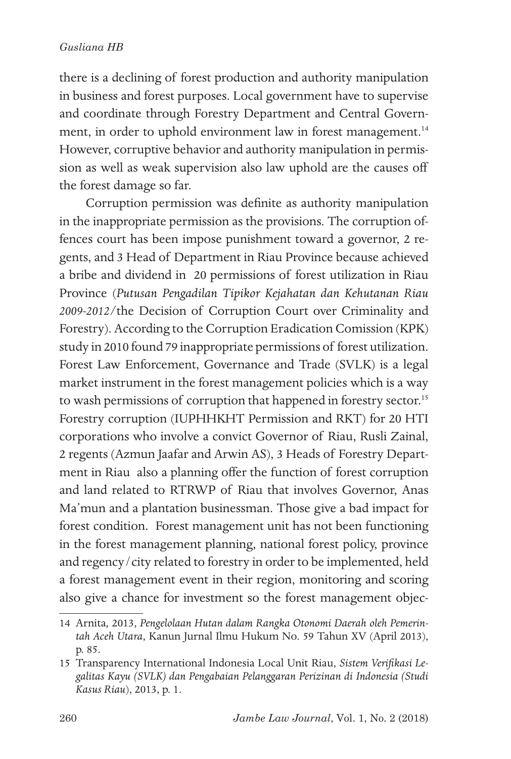there is a declining of forest production and authority manipulation in business and forest purposes. Local government have to supervise and coordinate through Forestry Department and Central Government, in order to uphold environment law in forest management.[14] However, corruptive behavior and authority manipulation in permission as well as weak supervision also law uphold are the causes off the forest damage so far.

Corruption permission was definite as authority manipulation in the inappropriate permission as the provisions. The corruption offences court has been impose punishment toward a governor, 2 regents, and 3 Head of Department in Riau Province because achieved a bribe and dividend in 20 permissions of forest utilization in Riau Province (*Putusan Pengadilan Tipikor Kejahatan dan Kehutanan Riau 2009-2012*/the Decision of Corruption Court over Criminality and Forestry). According to the Corruption Eradication Comission (KPK) study in 2010 found 79 inappropriate permissions of forest utilization. Forest Law Enforcement, Governance and Trade (SVLK) is a legal market instrument in the forest management policies which is a way to wash permissions of corruption that happened in forestry sector.[15] Forestry corruption (IUPHHKHT Permission and RKT) for 20 HTI corporations who involve a convict Governor of Riau, Rusli Zainal, 2 regents (Azmun Jaafar and Arwin AS), 3 Heads of Forestry Department in Riau also a planning offer the function of forest corruption and land related to RTRWP of Riau that involves Governor, Anas Ma'mun and a plantation businessman. Those give a bad impact for forest condition. Forest management unit has not been functioning in the forest management planning, national forest policy, province and regency/city related to forestry in order to be implemented, held a forest management event in their region, monitoring and scoring also give a chance for investment so the forest management objec-

---

14 Arnita, 2013, *Pengelolaan Hutan dalam Rangka Otonomi Daerah oleh Pemerintah Aceh Utara*, Kanun Jurnal Ilmu Hukum No. 59 Tahun XV (April 2013), p. 85.

15 Transparency International Indonesia Local Unit Riau, *Sistem Verifikasi Legalitas Kayu (SVLK) dan Pengabaian Pelanggaran Perizinan di Indonesia (Studi Kasus Riau)*, 2013, p. 1.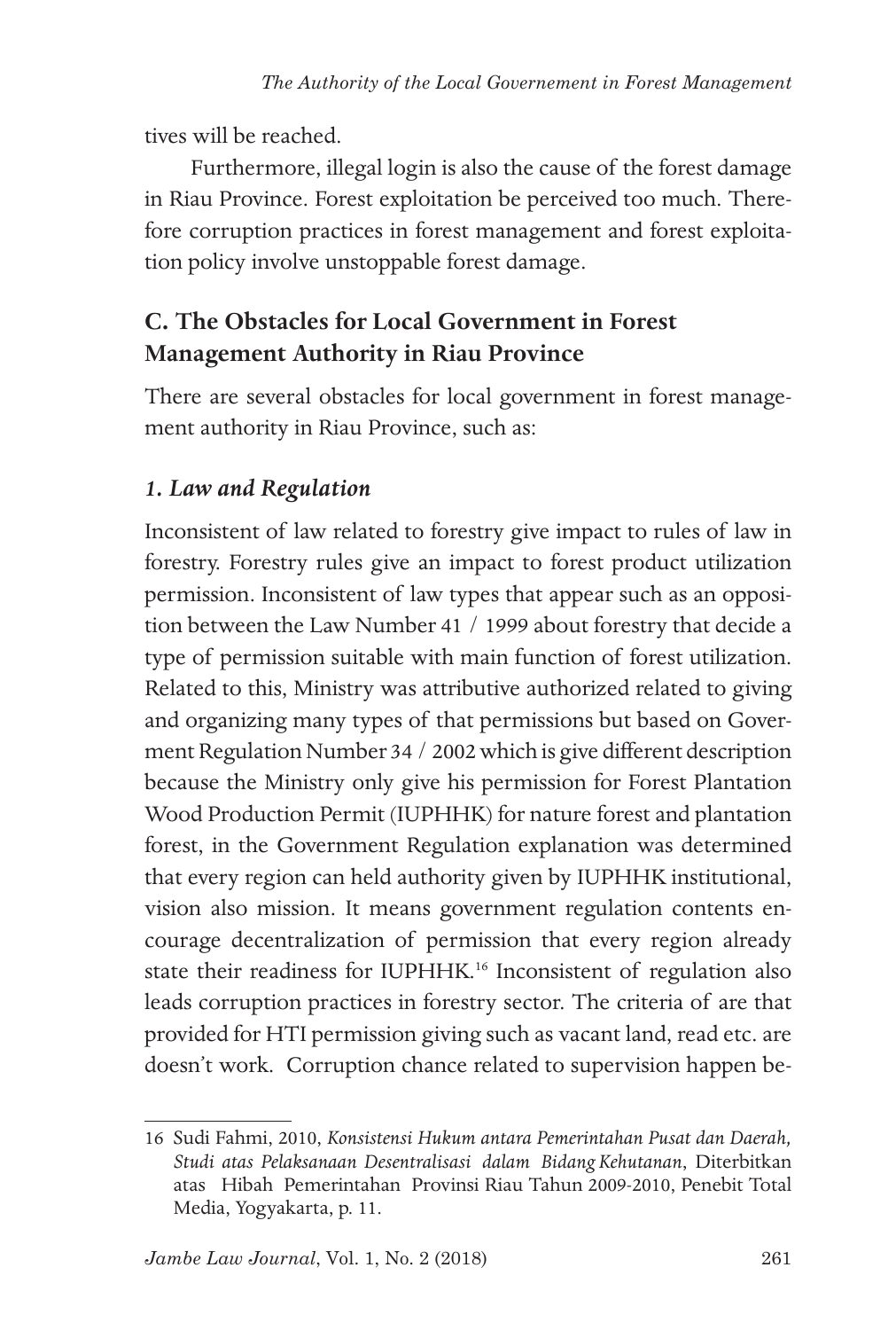tives will be reached.

Furthermore, illegal login is also the cause of the forest damage in Riau Province. Forest exploitation be perceived too much. Therefore corruption practices in forest management and forest exploitation policy involve unstoppable forest damage.

## C. The Obstacles for Local Government in Forest Management Authority in Riau Province

There are several obstacles for local government in forest management authority in Riau Province, such as:

### *1. Law and Regulation*

Inconsistent of law related to forestry give impact to rules of law in forestry. Forestry rules give an impact to forest product utilization permission. Inconsistent of law types that appear such as an opposition between the Law Number 41 / 1999 about forestry that decide a type of permission suitable with main function of forest utilization. Related to this, Ministry was attributive authorized related to giving and organizing many types of that permissions but based on Goverment Regulation Number 34 / 2002 which is give different description because the Ministry only give his permission for Forest Plantation Wood Production Permit (IUPHHK) for nature forest and plantation forest, in the Government Regulation explanation was determined that every region can held authority given by IUPHHK institutional, vision also mission. It means government regulation contents encourage decentralization of permission that every region already state their readiness for IUPHHK.[16] Inconsistent of regulation also leads corruption practices in forestry sector. The criteria of are that provided for HTI permission giving such as vacant land, read etc. are doesn't work. Corruption chance related to supervision happen be-

---

16 Sudi Fahmi, 2010, *Konsistensi Hukum antara Pemerintahan Pusat dan Daerah, Studi atas Pelaksanaan Desentralisasi dalam Bidang Kehutanan*, Diterbitkan atas Hibah Pemerintahan Provinsi Riau Tahun 2009-2010, Penebit Total Media, Yogyakarta, p. 11.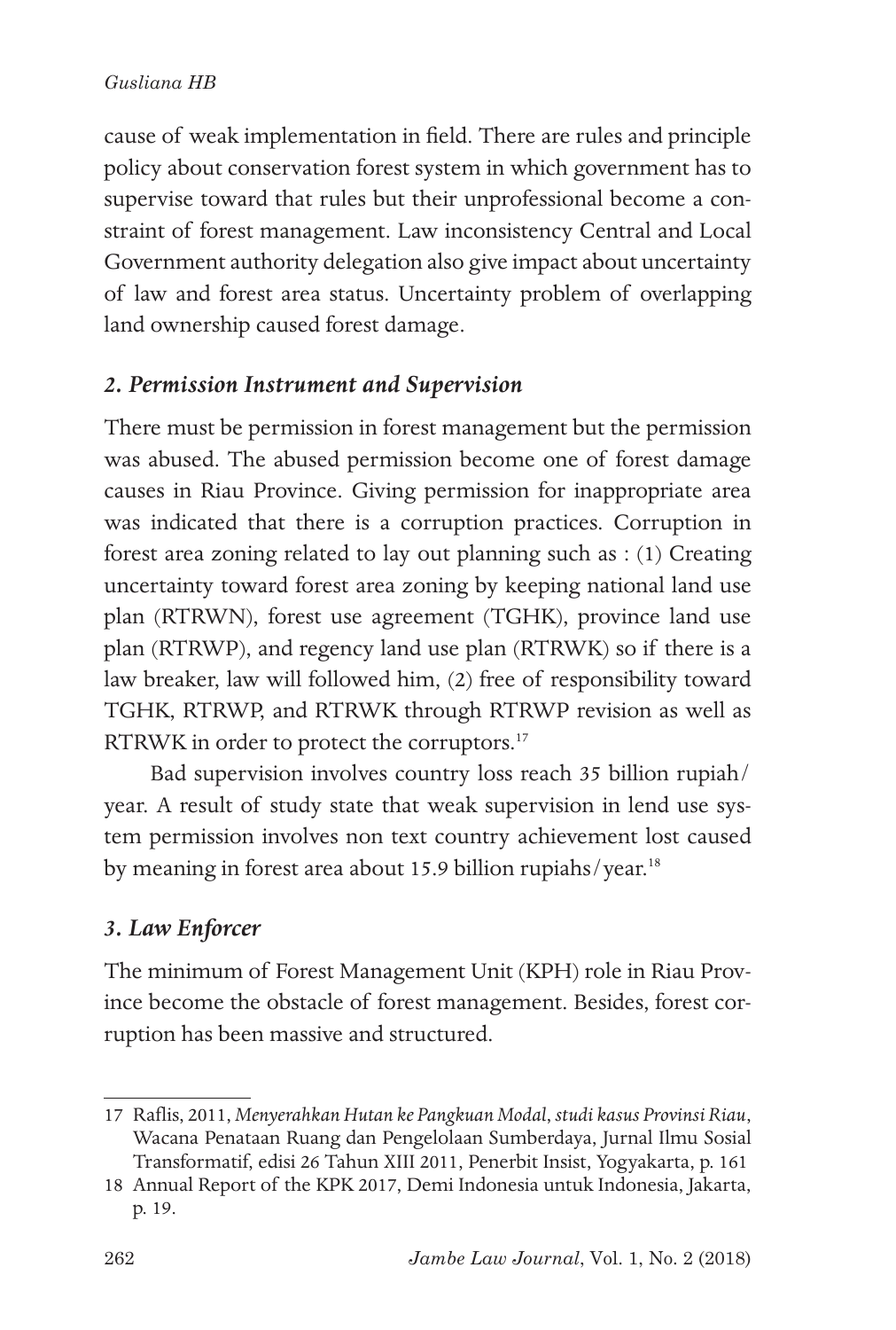cause of weak implementation in field. There are rules and principle policy about conservation forest system in which government has to supervise toward that rules but their unprofessional become a constraint of forest management. Law inconsistency Central and Local Government authority delegation also give impact about uncertainty of law and forest area status. Uncertainty problem of overlapping land ownership caused forest damage.

### *2. Permission Instrument and Supervision*

There must be permission in forest management but the permission was abused. The abused permission become one of forest damage causes in Riau Province. Giving permission for inappropriate area was indicated that there is a corruption practices. Corruption in forest area zoning related to lay out planning such as : (1) Creating uncertainty toward forest area zoning by keeping national land use plan (RTRWN), forest use agreement (TGHK), province land use plan (RTRWP), and regency land use plan (RTRWK) so if there is a law breaker, law will followed him, (2) free of responsibility toward TGHK, RTRWP, and RTRWK through RTRWP revision as well as RTRWK in order to protect the corruptors.[17]

Bad supervision involves country loss reach 35 billion rupiah/year. A result of study state that weak supervision in lend use system permission involves non text country achievement lost caused by meaning in forest area about 15.9 billion rupiahs/year.[18]

### *3. Law Enforcer*

The minimum of Forest Management Unit (KPH) role in Riau Province become the obstacle of forest management. Besides, forest corruption has been massive and structured.

---

17 Raflis, 2011, *Menyerahkan Hutan ke Pangkuan Modal*, *studi kasus Provinsi Riau*, Wacana Penataan Ruang dan Pengelolaan Sumberdaya, Jurnal Ilmu Sosial Transformatif, edisi 26 Tahun XIII 2011, Penerbit Insist, Yogyakarta, p. 161

18 Annual Report of the KPK 2017, Demi Indonesia untuk Indonesia, Jakarta, p. 19.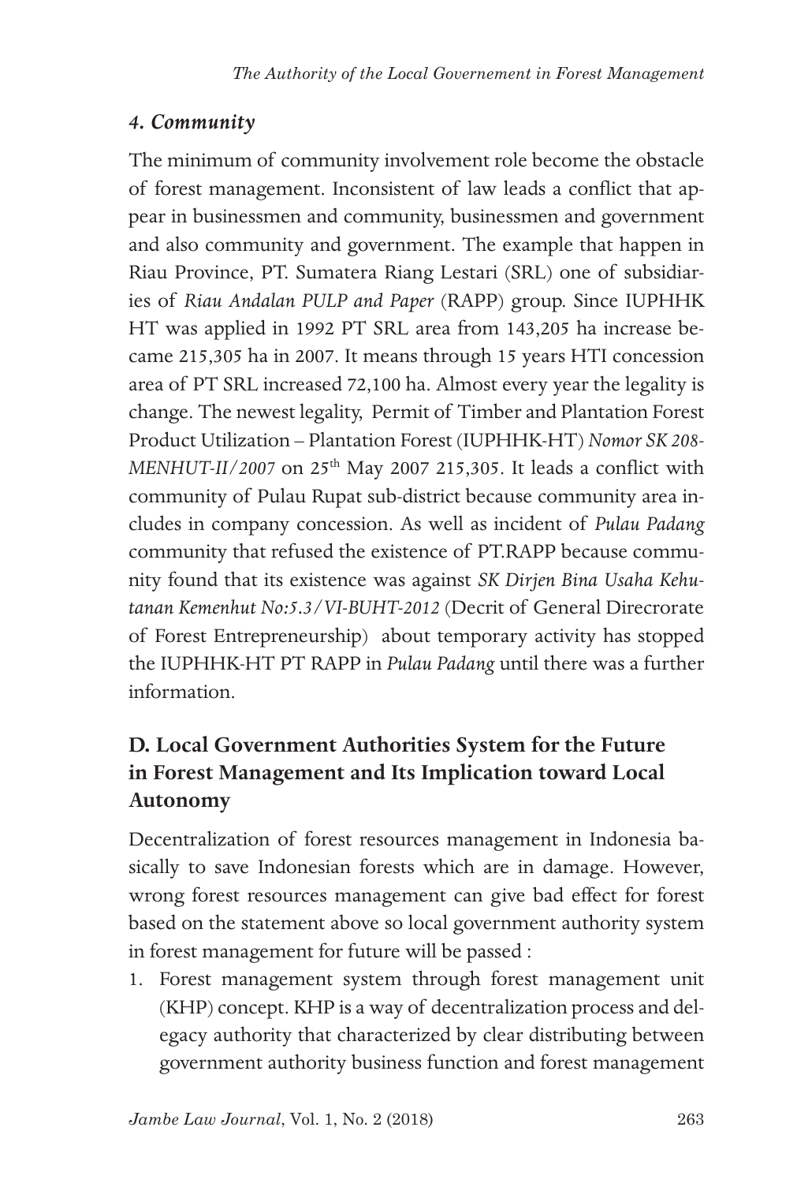### *4. Community*

The minimum of community involvement role become the obstacle of forest management. Inconsistent of law leads a conflict that appear in businessmen and community, businessmen and government and also community and government. The example that happen in Riau Province, PT. Sumatera Riang Lestari (SRL) one of subsidiaries of *Riau Andalan PULP and Paper* (RAPP) group. Since IUPHHK HT was applied in 1992 PT SRL area from 143,205 ha increase became 215,305 ha in 2007. It means through 15 years HTI concession area of PT SRL increased 72,100 ha. Almost every year the legality is change. The newest legality, Permit of Timber and Plantation Forest Product Utilization – Plantation Forest (IUPHHK-HT) *Nomor SK 208-MENHUT-II/2007* on 25th May 2007 215,305. It leads a conflict with community of Pulau Rupat sub-district because community area includes in company concession. As well as incident of *Pulau Padang* community that refused the existence of PT.RAPP because community found that its existence was against *SK Dirjen Bina Usaha Kehutanan Kemenhut No:5.3/VI-BUHT-2012* (Decrit of General Direcrorate of Forest Entrepreneurship) about temporary activity has stopped the IUPHHK-HT PT RAPP in *Pulau Padang* until there was a further information.

## D. Local Government Authorities System for the Future in Forest Management and Its Implication toward Local Autonomy

Decentralization of forest resources management in Indonesia basically to save Indonesian forests which are in damage. However, wrong forest resources management can give bad effect for forest based on the statement above so local government authority system in forest management for future will be passed :

1. Forest management system through forest management unit (KHP) concept. KHP is a way of decentralization process and delegacy authority that characterized by clear distributing between government authority business function and forest management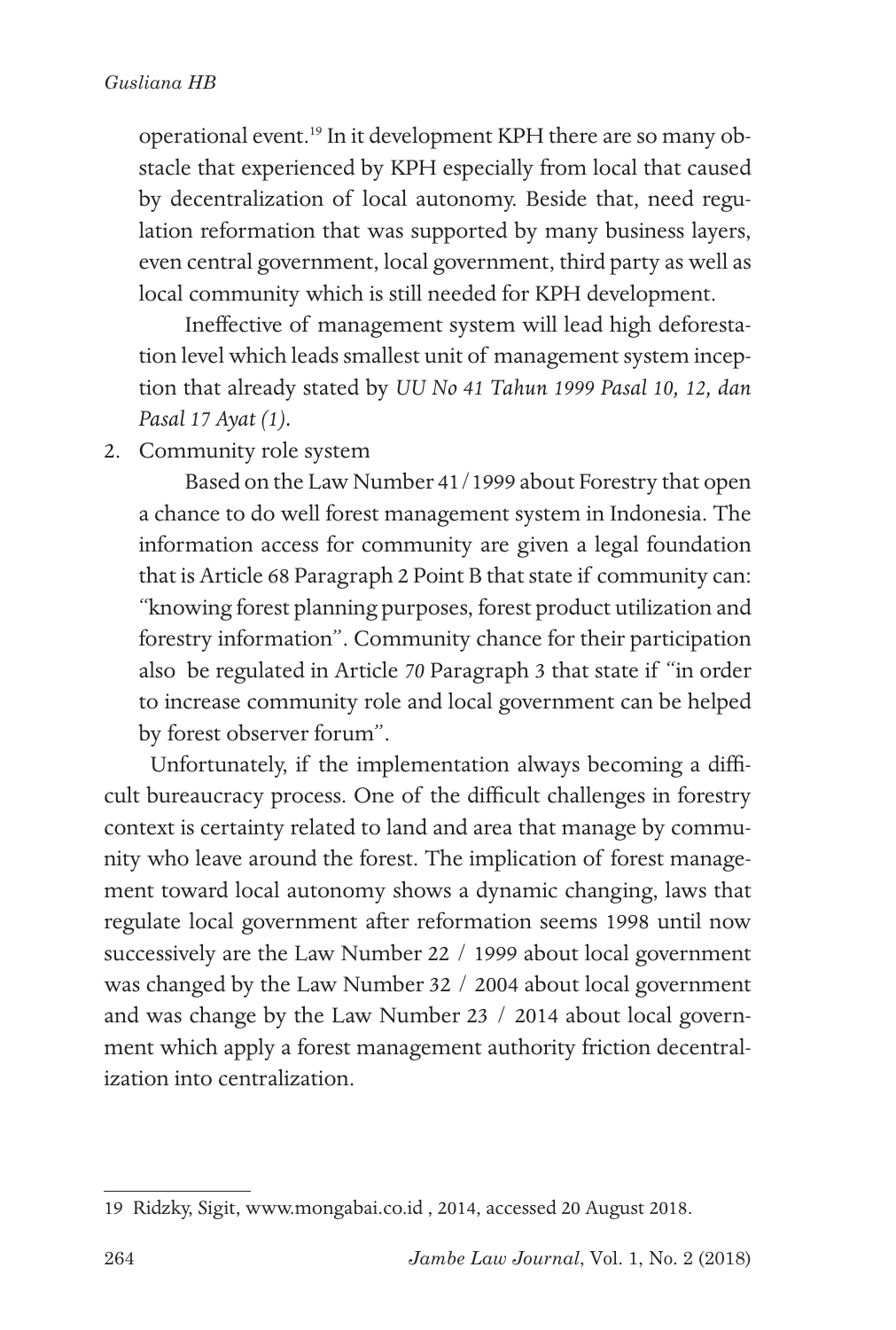operational event.[19] In it development KPH there are so many obstacle that experienced by KPH especially from local that caused by decentralization of local autonomy. Beside that, need regulation reformation that was supported by many business layers, even central government, local government, third party as well as local community which is still needed for KPH development.

Ineffective of management system will lead high deforestation level which leads smallest unit of management system inception that already stated by *UU No 41 Tahun 1999 Pasal 10, 12, dan Pasal 17 Ayat (1)*.

2. Community role system

   Based on the Law Number 41/1999 about Forestry that open a chance to do well forest management system in Indonesia. The information access for community are given a legal foundation that is Article 68 Paragraph 2 Point B that state if community can: "knowing forest planning purposes, forest product utilization and forestry information". Community chance for their participation also be regulated in Article *70* Paragraph 3 that state if "in order to increase community role and local government can be helped by forest observer forum".

Unfortunately, if the implementation always becoming a difficult bureaucracy process. One of the difficult challenges in forestry context is certainty related to land and area that manage by community who leave around the forest. The implication of forest management toward local autonomy shows a dynamic changing, laws that regulate local government after reformation seems 1998 until now successively are the Law Number 22 / 1999 about local government was changed by the Law Number 32 / 2004 about local government and was change by the Law Number 23 / 2014 about local government which apply a forest management authority friction decentralization into centralization.

---

19 Ridzky, Sigit, www.mongabai.co.id , 2014, accessed 20 August 2018.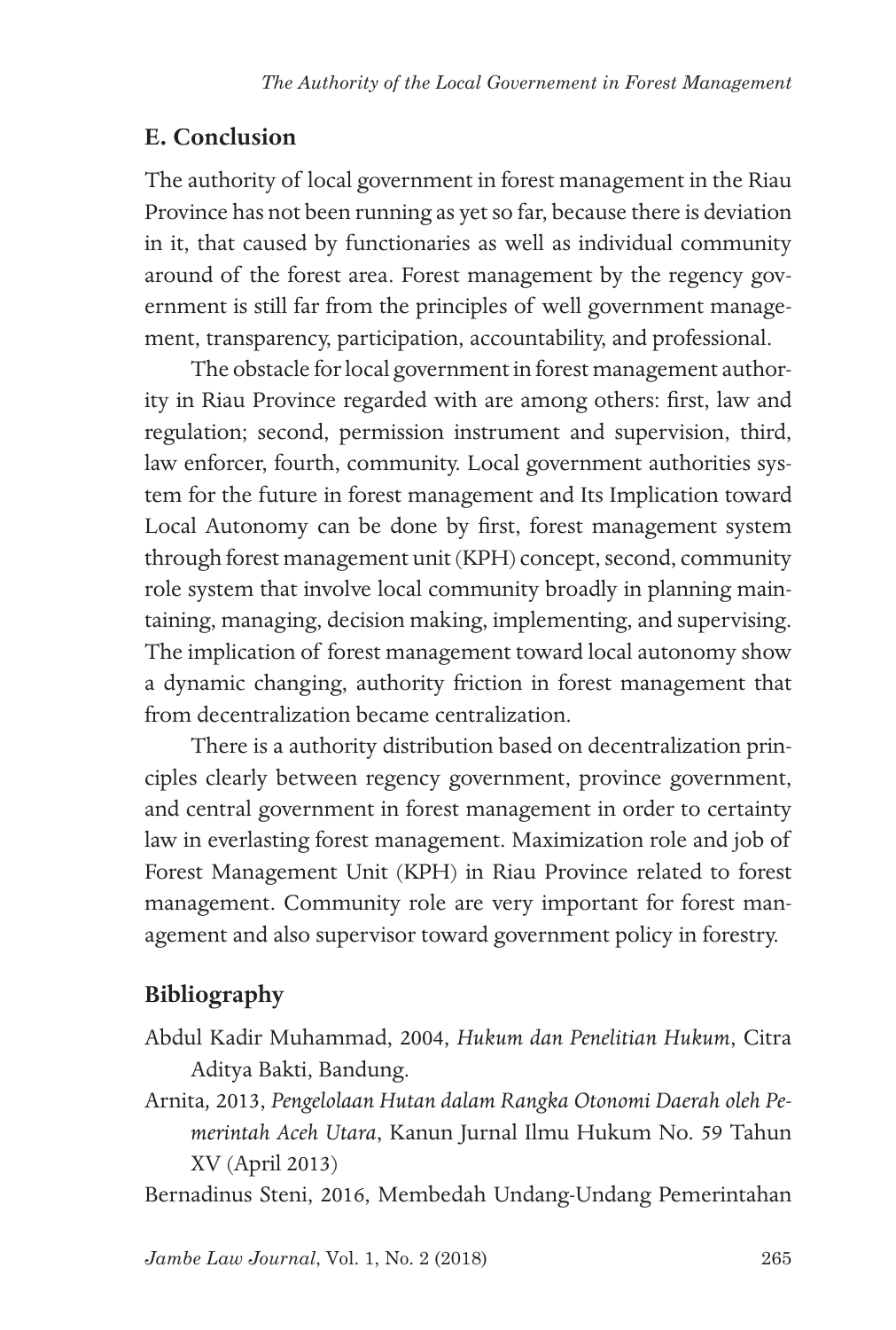## E. Conclusion

The authority of local government in forest management in the Riau Province has not been running as yet so far, because there is deviation in it, that caused by functionaries as well as individual community around of the forest area. Forest management by the regency government is still far from the principles of well government management, transparency, participation, accountability, and professional.

The obstacle for local government in forest management authority in Riau Province regarded with are among others: first, law and regulation; second, permission instrument and supervision, third, law enforcer, fourth, community. Local government authorities system for the future in forest management and Its Implication toward Local Autonomy can be done by first, forest management system through forest management unit (KPH) concept, second, community role system that involve local community broadly in planning maintaining, managing, decision making, implementing, and supervising. The implication of forest management toward local autonomy show a dynamic changing, authority friction in forest management that from decentralization became centralization.

There is a authority distribution based on decentralization principles clearly between regency government, province government, and central government in forest management in order to certainty law in everlasting forest management. Maximization role and job of Forest Management Unit (KPH) in Riau Province related to forest management. Community role are very important for forest management and also supervisor toward government policy in forestry.

## Bibliography

Abdul Kadir Muhammad, 2004, *Hukum dan Penelitian Hukum*, Citra Aditya Bakti, Bandung.

Arnita, 2013, *Pengelolaan Hutan dalam Rangka Otonomi Daerah oleh Pemerintah Aceh Utara*, Kanun Jurnal Ilmu Hukum No. 59 Tahun XV (April 2013)

Bernadinus Steni, 2016, Membedah Undang-Undang Pemerintahan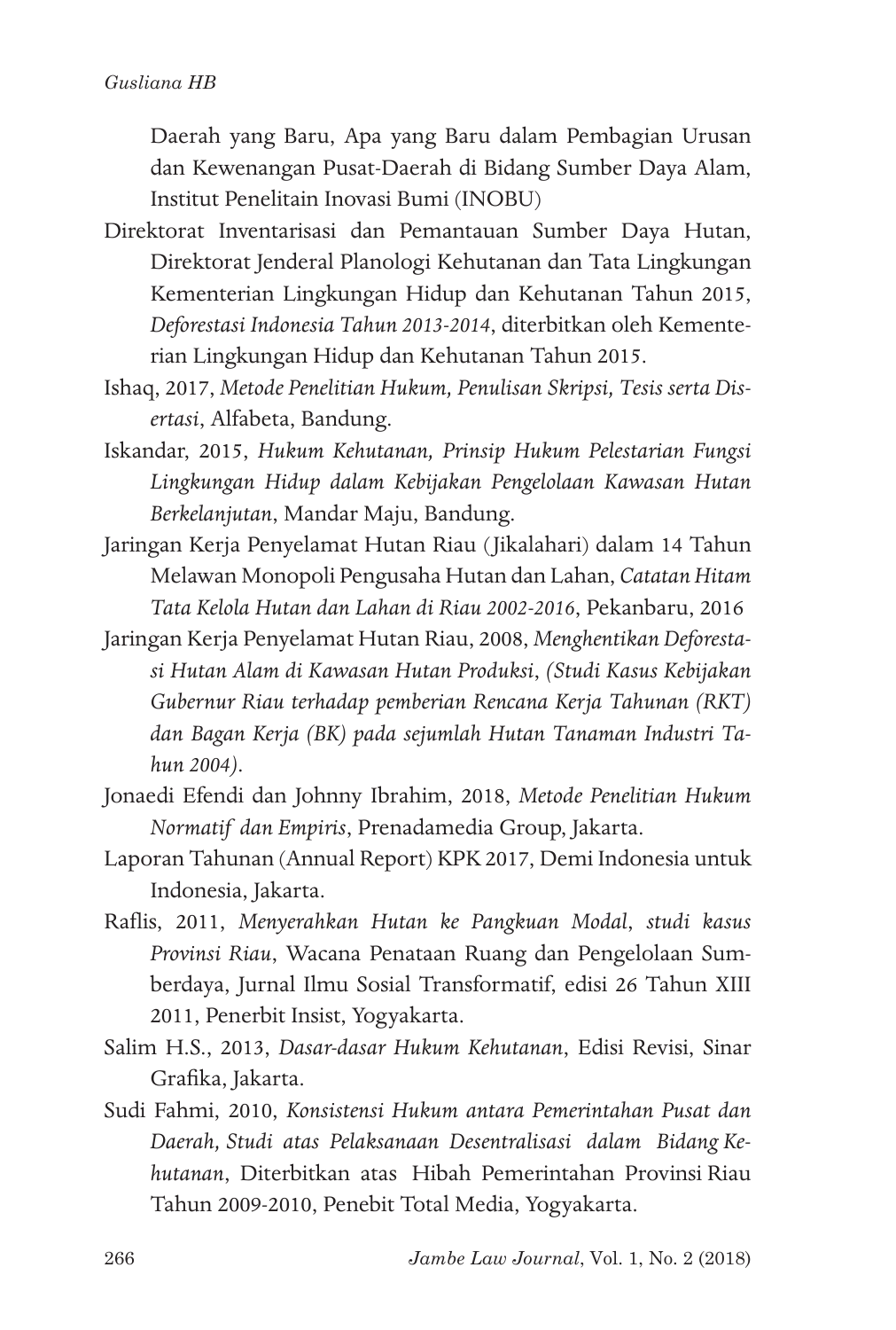Daerah yang Baru, Apa yang Baru dalam Pembagian Urusan dan Kewenangan Pusat-Daerah di Bidang Sumber Daya Alam, Institut Penelitain Inovasi Bumi (INOBU)

Direktorat Inventarisasi dan Pemantauan Sumber Daya Hutan, Direktorat Jenderal Planologi Kehutanan dan Tata Lingkungan Kementerian Lingkungan Hidup dan Kehutanan Tahun 2015, *Deforestasi Indonesia Tahun 2013-2014*, diterbitkan oleh Kementerian Lingkungan Hidup dan Kehutanan Tahun 2015.

Ishaq, 2017, *Metode Penelitian Hukum, Penulisan Skripsi, Tesis serta Disertasi*, Alfabeta, Bandung.

Iskandar, 2015, *Hukum Kehutanan, Prinsip Hukum Pelestarian Fungsi Lingkungan Hidup dalam Kebijakan Pengelolaan Kawasan Hutan Berkelanjutan*, Mandar Maju, Bandung.

Jaringan Kerja Penyelamat Hutan Riau (Jikalahari) dalam 14 Tahun Melawan Monopoli Pengusaha Hutan dan Lahan, *Catatan Hitam Tata Kelola Hutan dan Lahan di Riau 2002-2016*, Pekanbaru, 2016

Jaringan Kerja Penyelamat Hutan Riau, 2008, *Menghentikan Deforestasi Hutan Alam di Kawasan Hutan Produksi, (Studi Kasus Kebijakan Gubernur Riau terhadap pemberian Rencana Kerja Tahunan (RKT) dan Bagan Kerja (BK) pada sejumlah Hutan Tanaman Industri Tahun 2004)*.

Jonaedi Efendi dan Johnny Ibrahim, 2018, *Metode Penelitian Hukum Normatif dan Empiris*, Prenadamedia Group, Jakarta.

Laporan Tahunan (Annual Report) KPK 2017, Demi Indonesia untuk Indonesia, Jakarta.

Raflis, 2011, *Menyerahkan Hutan ke Pangkuan Modal*, *studi kasus Provinsi Riau*, Wacana Penataan Ruang dan Pengelolaan Sumberdaya, Jurnal Ilmu Sosial Transformatif, edisi 26 Tahun XIII 2011, Penerbit Insist, Yogyakarta.

Salim H.S., 2013, *Dasar-dasar Hukum Kehutanan*, Edisi Revisi, Sinar Grafika, Jakarta.

Sudi Fahmi, 2010, *Konsistensi Hukum antara Pemerintahan Pusat dan Daerah, Studi atas Pelaksanaan Desentralisasi dalam Bidang Kehutanan*, Diterbitkan atas Hibah Pemerintahan Provinsi Riau Tahun 2009-2010, Penebit Total Media, Yogyakarta.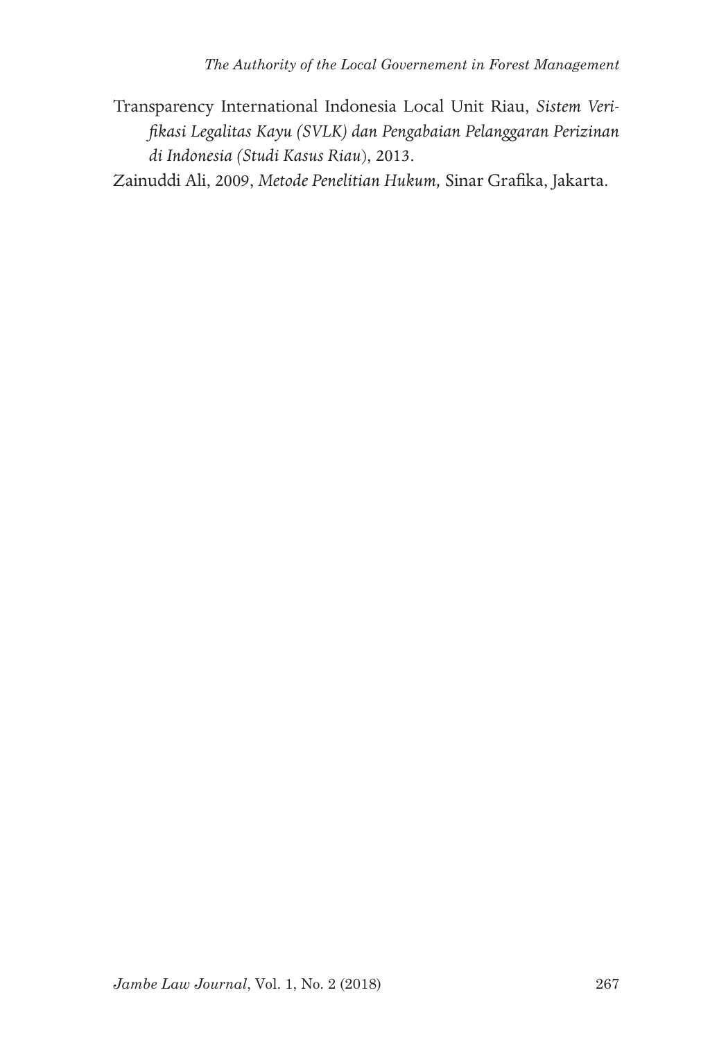Transparency International Indonesia Local Unit Riau, *Sistem Verifikasi Legalitas Kayu (SVLK) dan Pengabaian Pelanggaran Perizinan di Indonesia (Studi Kasus Riau*), 2013.

Zainuddi Ali, 2009, *Metode Penelitian Hukum,* Sinar Grafika, Jakarta.